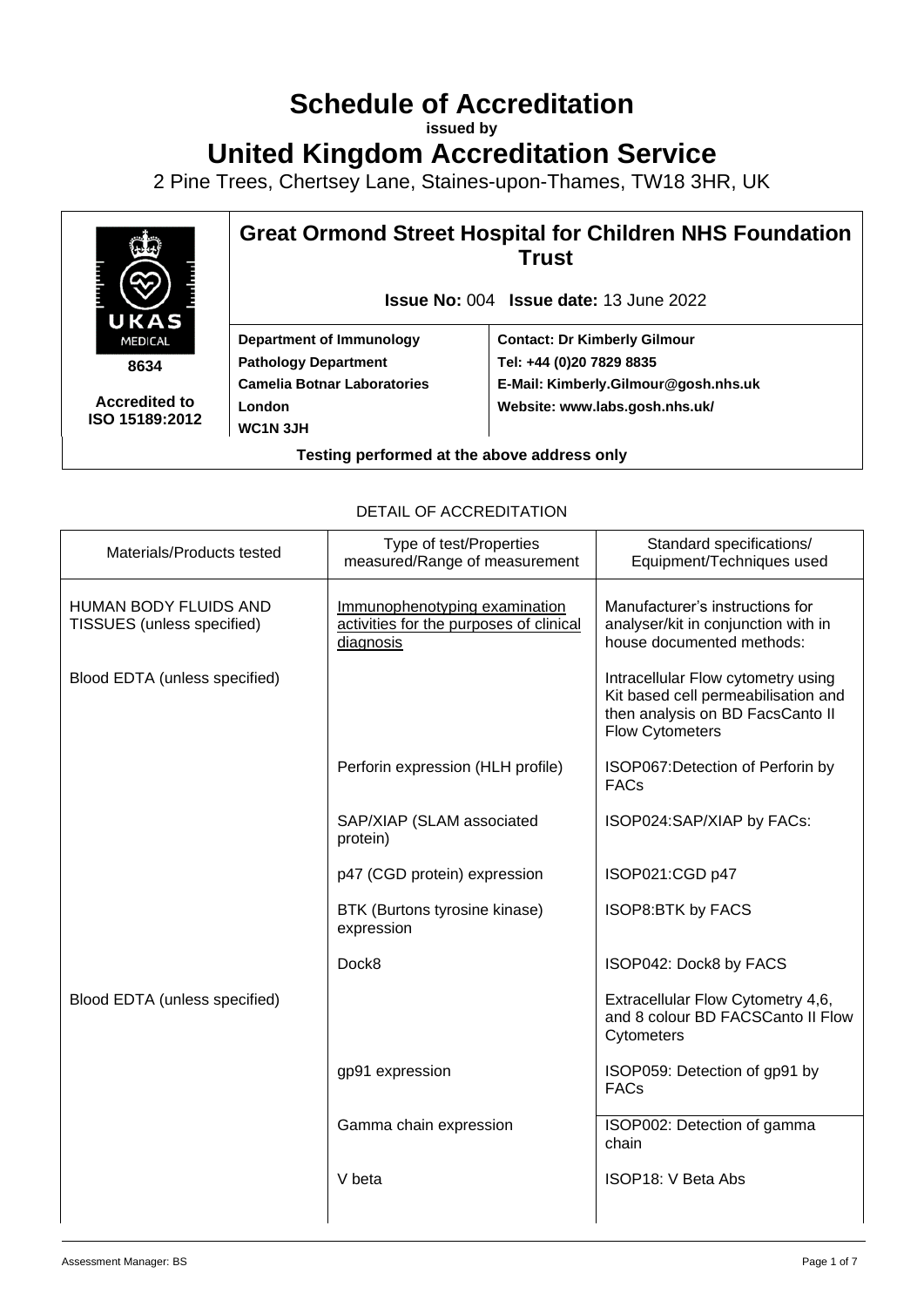# Schedule of Accreditation

**issued by**

# United Kingdom Accreditation Service

2 Pine Trees, Chertsey Lane, Staines-upon-Thames, TW18 3HR, UK

| UKAS MEDICAL 8634 Accredited to ISO 15189:2012 | **Great Ormond Street Hospital for Children NHS Foundation Trust** | |
|---|---|---|
| | **Issue No:** 004 **Issue date:** 13 June 2022 | |
| | **Department of Immunology**<br>**Pathology Department**<br>**Camelia Botnar Laboratories**<br>**London**<br>**WC1N 3JH** | **Contact: Dr Kimberly Gilmour**<br>**Tel: +44 (0)20 7829 8835**<br>**E-Mail: Kimberly.Gilmour@gosh.nhs.uk**<br>**Website: www.labs.gosh.nhs.uk/** |
| **Testing performed at the above address only** | | |

DETAIL OF ACCREDITATION

| Materials/Products tested | Type of test/Properties measured/Range of measurement | Standard specifications/ Equipment/Techniques used |
|---|---|---|
| HUMAN BODY FLUIDS AND TISSUES (unless specified) | Immunophenotyping examination activities for the purposes of clinical diagnosis | Manufacturer's instructions for analyser/kit in conjunction with in house documented methods: |
| Blood EDTA (unless specified) | | Intracellular Flow cytometry using Kit based cell permeabilisation and then analysis on BD FacsCanto II Flow Cytometers |
| | Perforin expression (HLH profile) | ISOP067:Detection of Perforin by FACs |
| | SAP/XIAP (SLAM associated protein) | ISOP024:SAP/XIAP by FACs: |
| | p47 (CGD protein) expression | ISOP021:CGD p47 |
| | BTK (Burtons tyrosine kinase) expression | ISOP8:BTK by FACS |
| | Dock8 | ISOP042: Dock8 by FACS |
| Blood EDTA (unless specified) | | Extracellular Flow Cytometry 4,6, and 8 colour BD FACSCanto II Flow Cytometers |
| | gp91 expression | ISOP059: Detection of gp91 by FACs |
| | Gamma chain expression | ISOP002: Detection of gamma chain |
| | V beta | ISOP18: V Beta Abs |

Assessment Manager: BS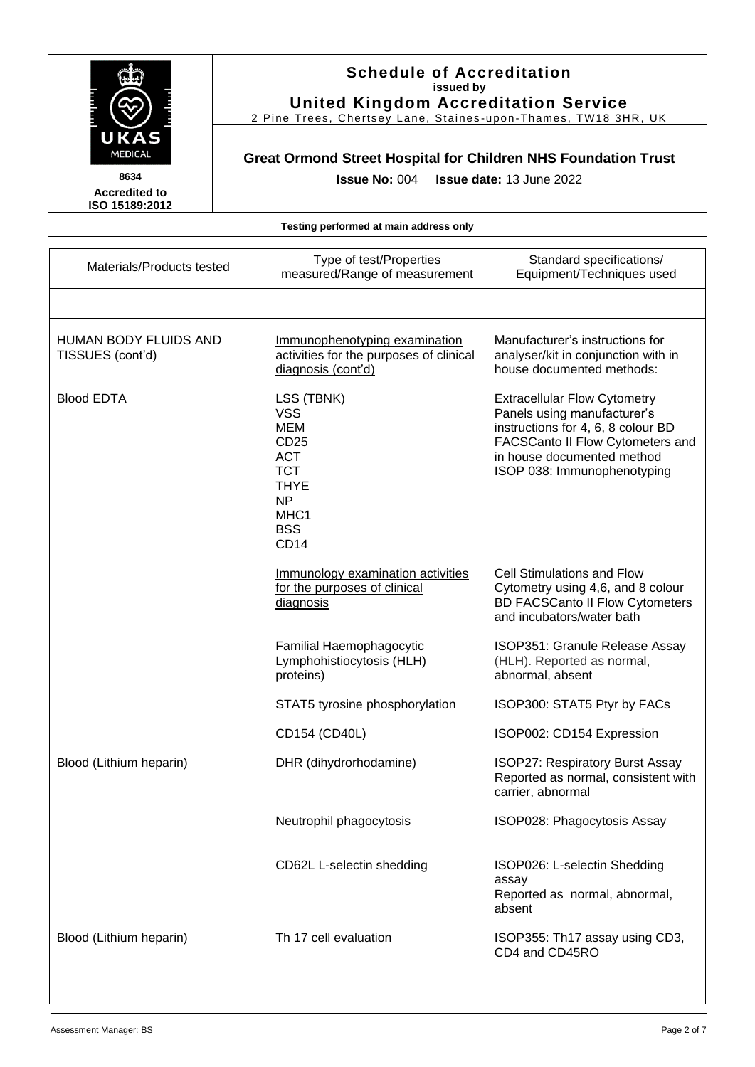**Schedule of Accreditation**
**issued by**
**United Kingdom Accreditation Service**
2 Pine Trees, Chertsey Lane, Staines-upon-Thames, TW18 3HR, UK

UKAS MEDICAL
**8634**
**Accredited to ISO 15189:2012**

**Great Ormond Street Hospital for Children NHS Foundation Trust**

**Issue No:** 004 **Issue date:** 13 June 2022

**Testing performed at main address only**

| Materials/Products tested | Type of test/Properties measured/Range of measurement | Standard specifications/ Equipment/Techniques used |
|---|---|---|
| | | |
| HUMAN BODY FLUIDS AND TISSUES (cont'd) | Immunophenotyping examination activities for the purposes of clinical diagnosis (cont'd) | Manufacturer's instructions for analyser/kit in conjunction with in house documented methods: |
| Blood EDTA | LSS (TBNK)<br>VSS<br>MEM<br>CD25<br>ACT<br>TCT<br>THYE<br>NP<br>MHC1<br>BSS<br>CD14 | Extracellular Flow Cytometry Panels using manufacturer's instructions for 4, 6, 8 colour BD FACSCanto II Flow Cytometers and in house documented method ISOP 038: Immunophenotyping |
| | Immunology examination activities for the purposes of clinical diagnosis | Cell Stimulations and Flow Cytometry using 4,6, and 8 colour BD FACSCanto II Flow Cytometers and incubators/water bath |
| | Familial Haemophagocytic Lymphohistiocytosis (HLH) proteins) | ISOP351: Granule Release Assay (HLH). Reported as normal, abnormal, absent |
| | STAT5 tyrosine phosphorylation | ISOP300: STAT5 Ptyr by FACs |
| | CD154 (CD40L) | ISOP002: CD154 Expression |
| Blood (Lithium heparin) | DHR (dihydrorhodamine) | ISOP27: Respiratory Burst Assay Reported as normal, consistent with carrier, abnormal |
| | Neutrophil phagocytosis | ISOP028: Phagocytosis Assay |
| | CD62L L-selectin shedding | ISOP026: L-selectin Shedding assay<br>Reported as normal, abnormal, absent |
| Blood (Lithium heparin) | Th 17 cell evaluation | ISOP355: Th17 assay using CD3, CD4 and CD45RO |

Assessment Manager: BS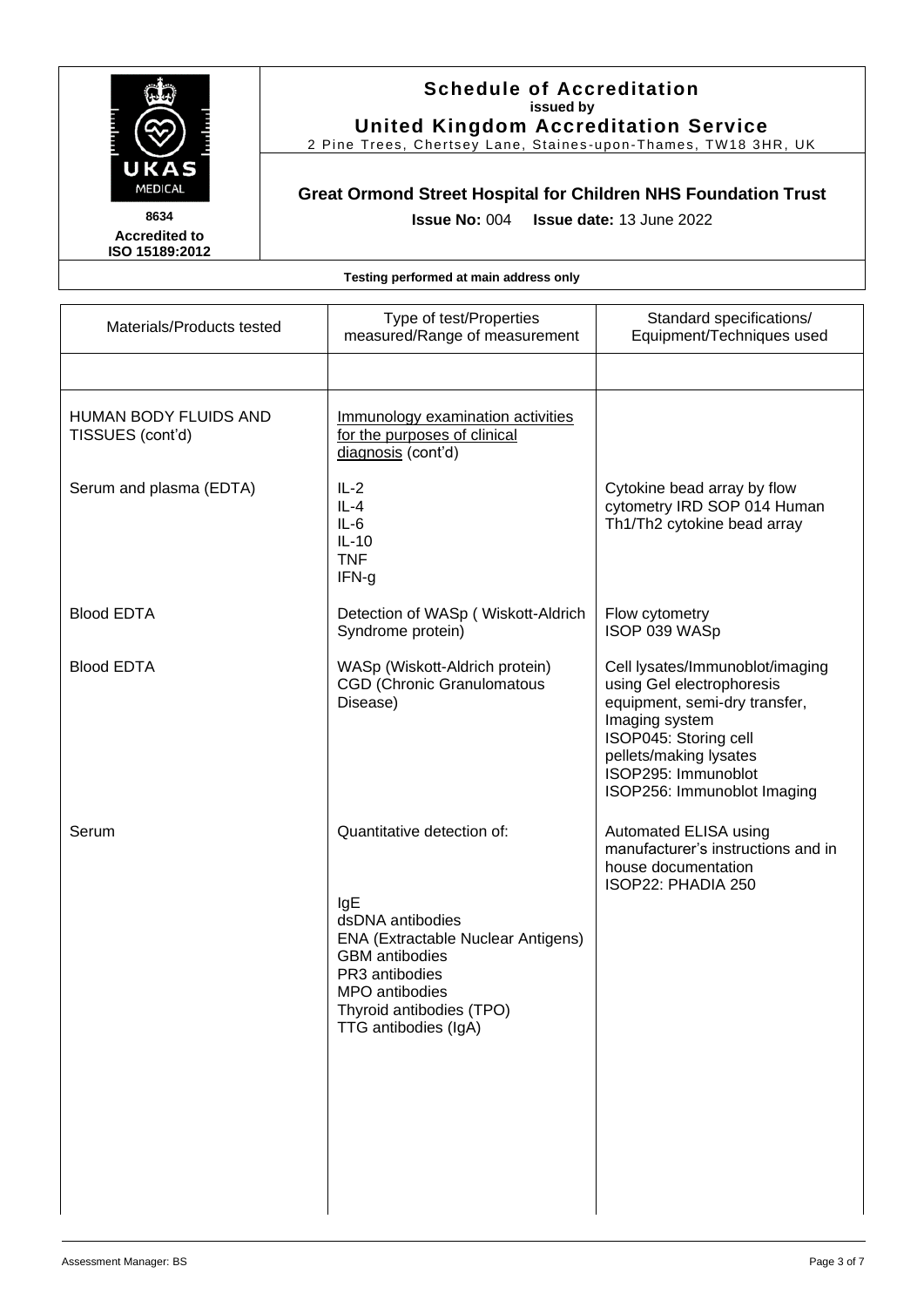**Schedule of Accreditation**
**issued by**
**United Kingdom Accreditation Service**
2 Pine Trees, Chertsey Lane, Staines-upon-Thames, TW18 3HR, UK

**8634**
**Accredited to ISO 15189:2012**

**Great Ormond Street Hospital for Children NHS Foundation Trust**

**Issue No:** 004 **Issue date:** 13 June 2022

**Testing performed at main address only**

| Materials/Products tested | Type of test/Properties measured/Range of measurement | Standard specifications/ Equipment/Techniques used |
|---|---|---|
| | | |
| HUMAN BODY FLUIDS AND TISSUES (cont'd) | Immunology examination activities for the purposes of clinical diagnosis (cont'd) | |
| Serum and plasma (EDTA) | IL-2<br>IL-4<br>IL-6<br>IL-10<br>TNF<br>IFN-g | Cytokine bead array by flow cytometry IRD SOP 014 Human Th1/Th2 cytokine bead array |
| Blood EDTA | Detection of WASp ( Wiskott-Aldrich Syndrome protein) | Flow cytometry<br>ISOP 039 WASp |
| Blood EDTA | WASp (Wiskott-Aldrich protein)<br>CGD (Chronic Granulomatous Disease) | Cell lysates/Immunoblot/imaging using Gel electrophoresis equipment, semi-dry transfer, Imaging system<br>ISOP045: Storing cell pellets/making lysates<br>ISOP295: Immunoblot<br>ISOP256: Immunoblot Imaging |
| Serum | Quantitative detection of:<br><br>IgE<br>dsDNA antibodies<br>ENA (Extractable Nuclear Antigens)<br>GBM antibodies<br>PR3 antibodies<br>MPO antibodies<br>Thyroid antibodies (TPO)<br>TTG antibodies (IgA) | Automated ELISA using manufacturer's instructions and in house documentation<br>ISOP22: PHADIA 250 |

Assessment Manager: BS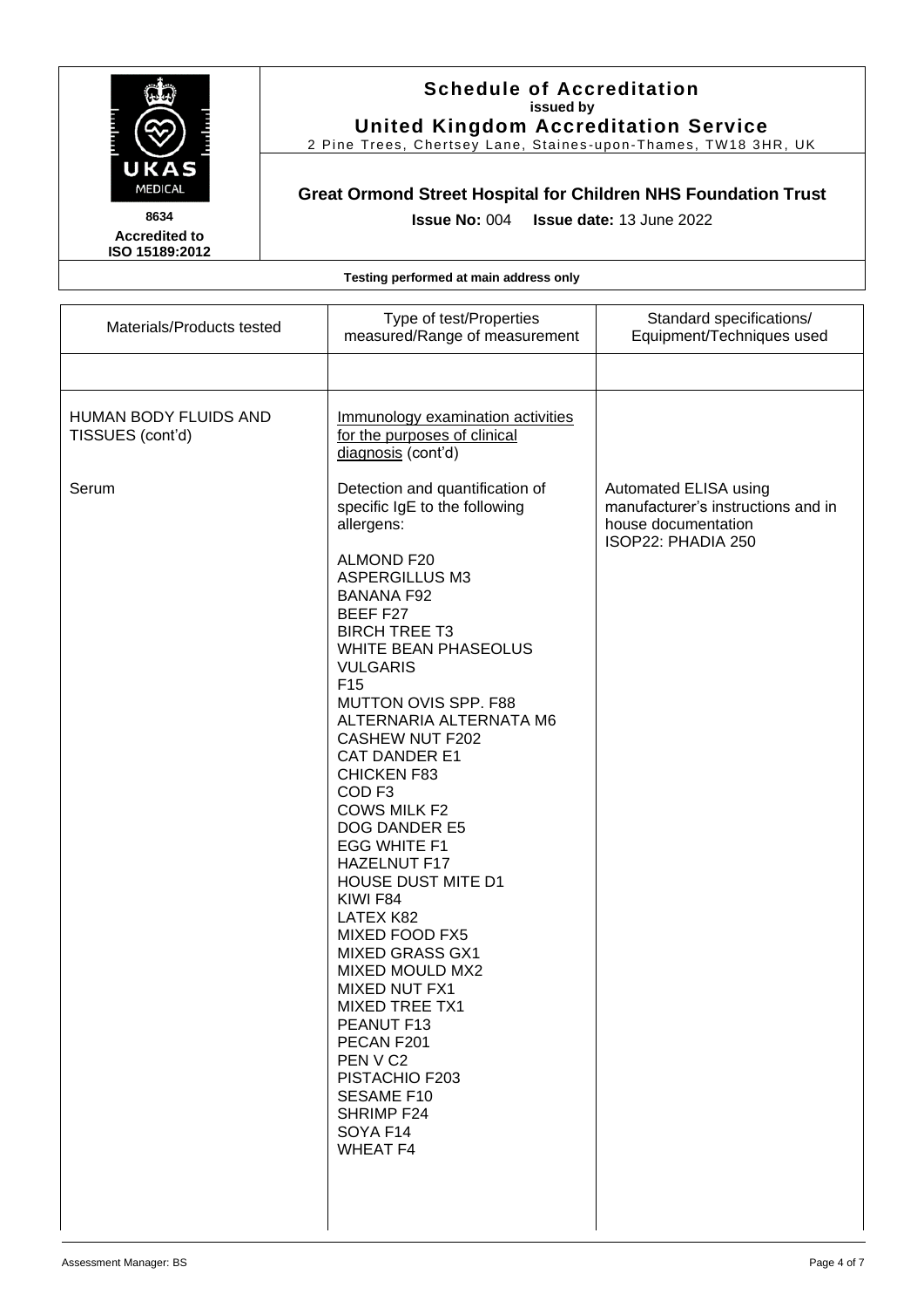**Schedule of Accreditation**
**issued by**
**United Kingdom Accreditation Service**
2 Pine Trees, Chertsey Lane, Staines-upon-Thames, TW18 3HR, UK

**8634**
**Accredited to ISO 15189:2012**

**Great Ormond Street Hospital for Children NHS Foundation Trust**

**Issue No:** 004 **Issue date:** 13 June 2022

**Testing performed at main address only**

| Materials/Products tested | Type of test/Properties measured/Range of measurement | Standard specifications/ Equipment/Techniques used |
|---|---|---|
| | | |
| HUMAN BODY FLUIDS AND TISSUES (cont'd) | Immunology examination activities for the purposes of clinical diagnosis (cont'd) | |
| Serum | Detection and quantification of specific IgE to the following allergens:<br><br>ALMOND F20<br>ASPERGILLUS M3<br>BANANA F92<br>BEEF F27<br>BIRCH TREE T3<br>WHITE BEAN PHASEOLUS VULGARIS F15<br>MUTTON OVIS SPP. F88<br>ALTERNARIA ALTERNATA M6<br>CASHEW NUT F202<br>CAT DANDER E1<br>CHICKEN F83<br>COD F3<br>COWS MILK F2<br>DOG DANDER E5<br>EGG WHITE F1<br>HAZELNUT F17<br>HOUSE DUST MITE D1<br>KIWI F84<br>LATEX K82<br>MIXED FOOD FX5<br>MIXED GRASS GX1<br>MIXED MOULD MX2<br>MIXED NUT FX1<br>MIXED TREE TX1<br>PEANUT F13<br>PECAN F201<br>PEN V C2<br>PISTACHIO F203<br>SESAME F10<br>SHRIMP F24<br>SOYA F14<br>WHEAT F4 | Automated ELISA using manufacturer's instructions and in house documentation<br>ISOP22: PHADIA 250 |

Assessment Manager: BS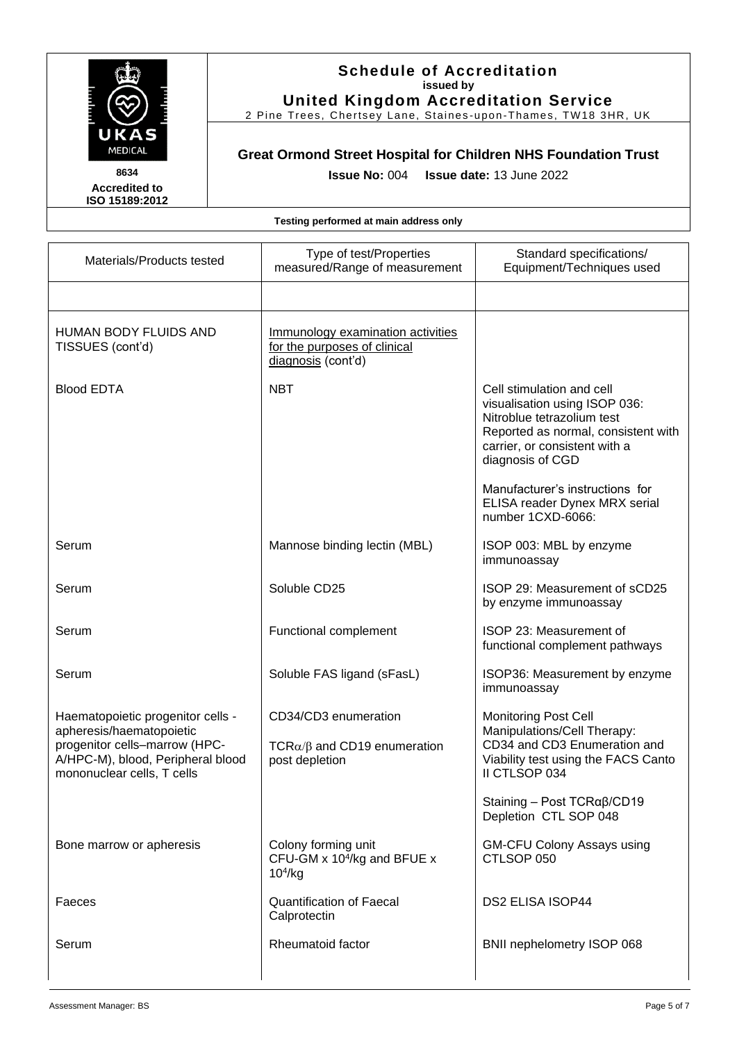**Schedule of Accreditation**
issued by
**United Kingdom Accreditation Service**
2 Pine Trees, Chertsey Lane, Staines-upon-Thames, TW18 3HR, UK

UKAS MEDICAL
8634
Accredited to ISO 15189:2012

**Great Ormond Street Hospital for Children NHS Foundation Trust**

**Issue No:** 004 **Issue date:** 13 June 2022

**Testing performed at main address only**

| Materials/Products tested | Type of test/Properties measured/Range of measurement | Standard specifications/ Equipment/Techniques used |
|---|---|---|
| | | |
| HUMAN BODY FLUIDS AND TISSUES (cont'd) | Immunology examination activities for the purposes of clinical diagnosis (cont'd) | |
| Blood EDTA | NBT | Cell stimulation and cell visualisation using ISOP 036: Nitroblue tetrazolium test Reported as normal, consistent with carrier, or consistent with a diagnosis of CGD |
| | | Manufacturer's instructions for ELISA reader Dynex MRX serial number 1CXD-6066: |
| Serum | Mannose binding lectin (MBL) | ISOP 003: MBL by enzyme immunoassay |
| Serum | Soluble CD25 | ISOP 29: Measurement of sCD25 by enzyme immunoassay |
| Serum | Functional complement | ISOP 23: Measurement of functional complement pathways |
| Serum | Soluble FAS ligand (sFasL) | ISOP36: Measurement by enzyme immunoassay |
| Haematopoietic progenitor cells - apheresis/haematopoietic progenitor cells–marrow (HPC-A/HPC-M), blood, Peripheral blood mononuclear cells, T cells | CD34/CD3 enumeration<br><br>$TCR\alpha/\beta$ and CD19 enumeration post depletion | Monitoring Post Cell Manipulations/Cell Therapy: CD34 and CD3 Enumeration and Viability test using the FACS Canto II CTLSOP 034 |
| | | Staining – Post TCRαβ/CD19 Depletion CTL SOP 048 |
| Bone marrow or apheresis | Colony forming unit CFU-GM x $10^4$/kg and BFUE x $10^4$/kg | GM-CFU Colony Assays using CTLSOP 050 |
| Faeces | Quantification of Faecal Calprotectin | DS2 ELISA ISOP44 |
| Serum | Rheumatoid factor | BNII nephelometry ISOP 068 |

Assessment Manager: BS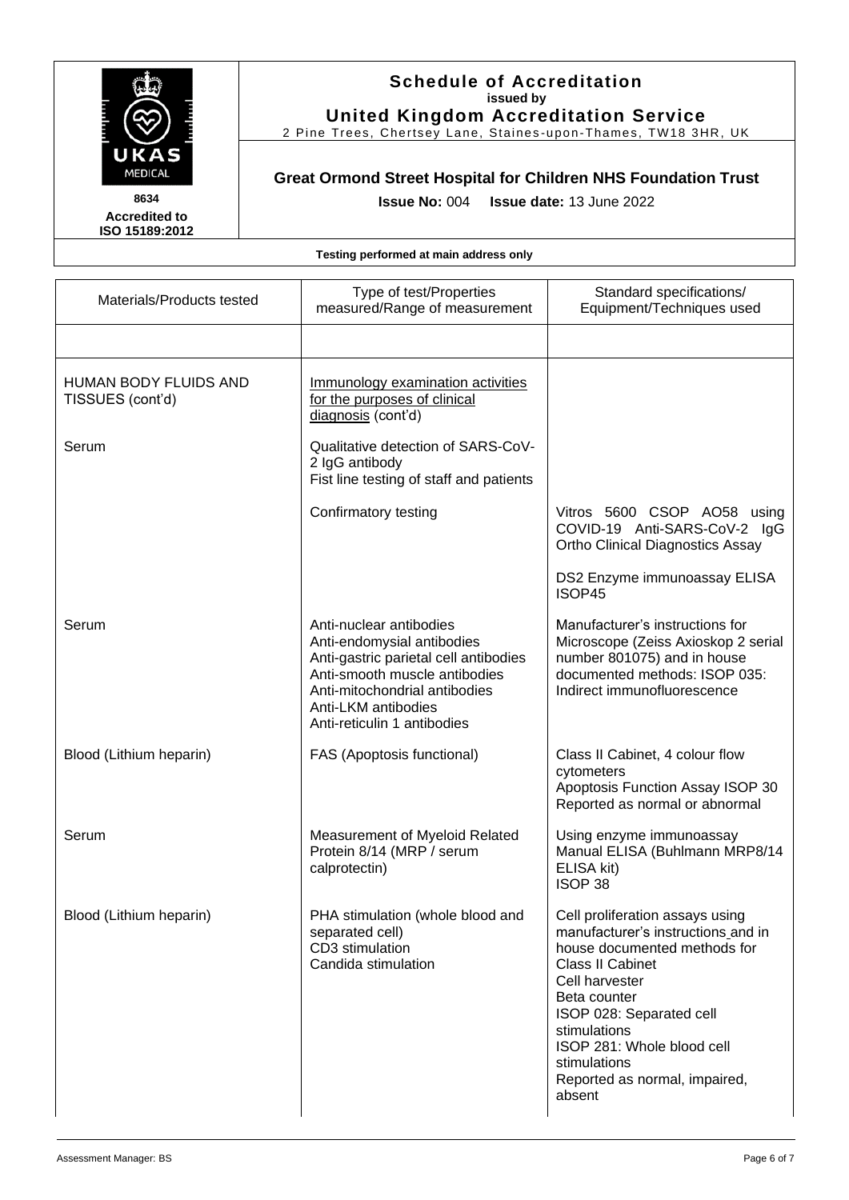# Schedule of Accreditation
**issued by**
**United Kingdom Accreditation Service**
2 Pine Trees, Chertsey Lane, Staines-upon-Thames, TW18 3HR, UK

8634
**Accredited to ISO 15189:2012**

## Great Ormond Street Hospital for Children NHS Foundation Trust

**Issue No:** 004 **Issue date:** 13 June 2022

**Testing performed at main address only**

| Materials/Products tested | Type of test/Properties measured/Range of measurement | Standard specifications/ Equipment/Techniques used |
|---|---|---|
| | | |
| HUMAN BODY FLUIDS AND TISSUES (cont'd) | Immunology examination activities for the purposes of clinical diagnosis (cont'd) | |
| Serum | Qualitative detection of SARS-CoV-2 IgG antibody<br>Fist line testing of staff and patients | |
| | Confirmatory testing | Vitros 5600 CSOP AO58 using COVID-19 Anti-SARS-CoV-2 IgG Ortho Clinical Diagnostics Assay<br><br>DS2 Enzyme immunoassay ELISA ISOP45 |
| Serum | Anti-nuclear antibodies<br>Anti-endomysial antibodies<br>Anti-gastric parietal cell antibodies<br>Anti-smooth muscle antibodies<br>Anti-mitochondrial antibodies<br>Anti-LKM antibodies<br>Anti-reticulin 1 antibodies | Manufacturer's instructions for Microscope (Zeiss Axioskop 2 serial number 801075) and in house documented methods: ISOP 035: Indirect immunofluorescence |
| Blood (Lithium heparin) | FAS (Apoptosis functional) | Class II Cabinet, 4 colour flow cytometers<br>Apoptosis Function Assay ISOP 30<br>Reported as normal or abnormal |
| Serum | Measurement of Myeloid Related Protein 8/14 (MRP / serum calprotectin) | Using enzyme immunoassay<br>Manual ELISA (Buhlmann MRP8/14 ELISA kit)<br>ISOP 38 |
| Blood (Lithium heparin) | PHA stimulation (whole blood and separated cell)<br>CD3 stimulation<br>Candida stimulation | Cell proliferation assays using manufacturer's instructions and in house documented methods for<br>Class II Cabinet<br>Cell harvester<br>Beta counter<br>ISOP 028: Separated cell stimulations<br>ISOP 281: Whole blood cell stimulations<br>Reported as normal, impaired, absent |

Assessment Manager: BS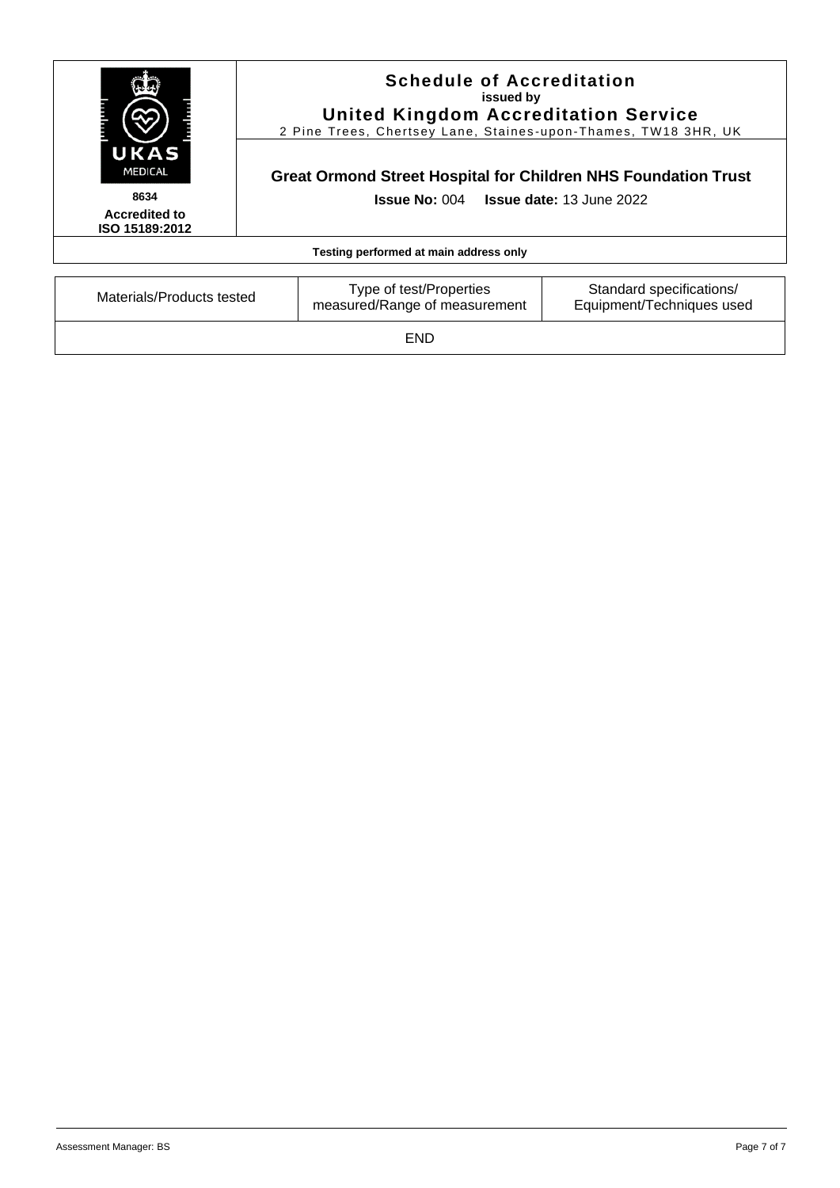**Schedule of Accreditation**
**issued by**
**United Kingdom Accreditation Service**
2 Pine Trees, Chertsey Lane, Staines-upon-Thames, TW18 3HR, UK

UKAS MEDICAL

**8634**
**Accredited to ISO 15189:2012**

**Great Ormond Street Hospital for Children NHS Foundation Trust**

**Issue No:** 004 **Issue date:** 13 June 2022

**Testing performed at main address only**

| Materials/Products tested | Type of test/Properties measured/Range of measurement | Standard specifications/ Equipment/Techniques used |
|---|---|---|
| END | | |

Assessment Manager: BS